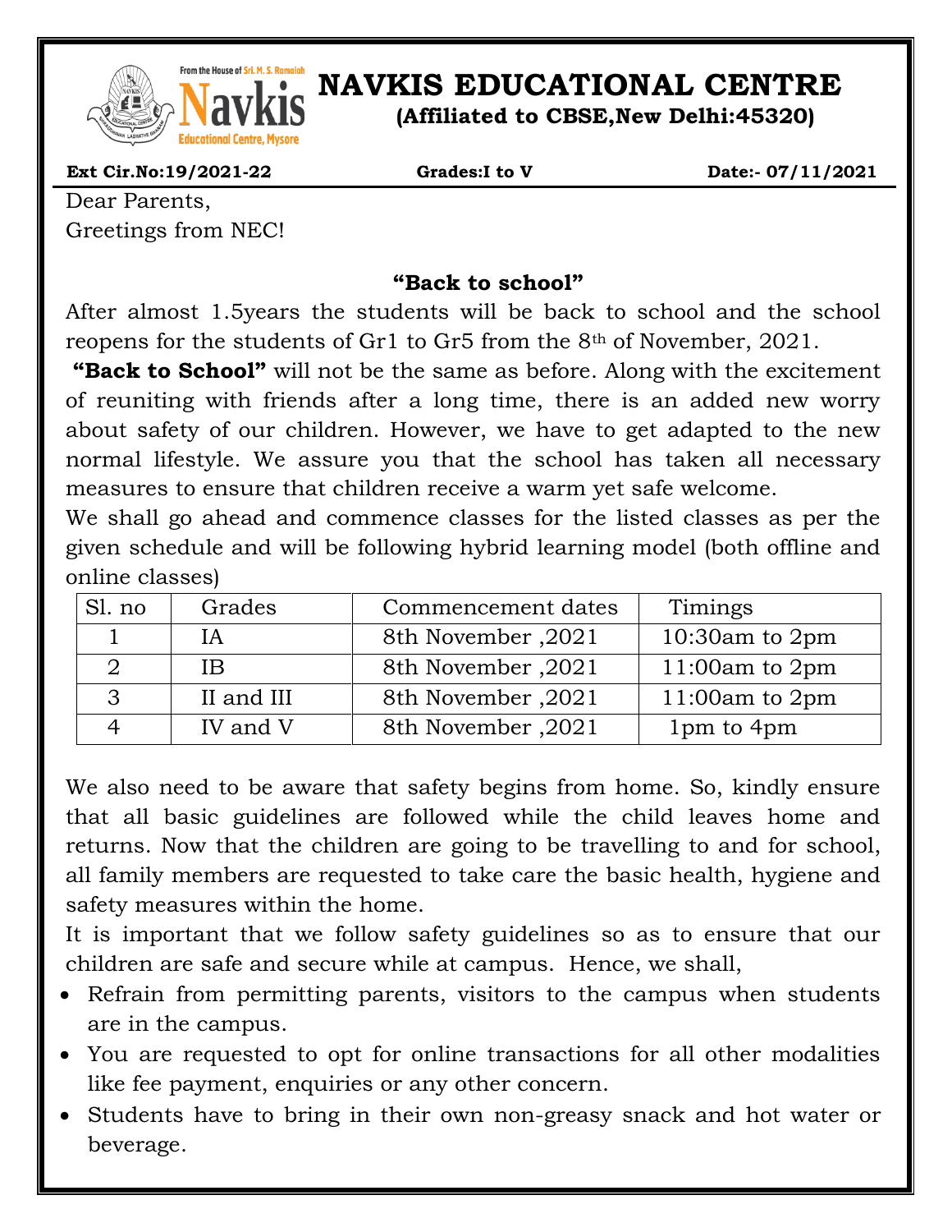# NAVKIS EDUCATIONAL CENTRE

**(Affiliated to CBSE,New Delhi:45320)**

**Ext Cir.No:19/2021-22** **Grades:I to V** **Date:- 07/11/2021**

Dear Parents,
Greetings from NEC!

**"Back to school"**

After almost 1.5years the students will be back to school and the school reopens for the students of Gr1 to Gr5 from the 8th of November, 2021.

**"Back to School"** will not be the same as before. Along with the excitement of reuniting with friends after a long time, there is an added new worry about safety of our children. However, we have to get adapted to the new normal lifestyle. We assure you that the school has taken all necessary measures to ensure that children receive a warm yet safe welcome.

We shall go ahead and commence classes for the listed classes as per the given schedule and will be following hybrid learning model (both offline and online classes)

| Sl. no | Grades | Commencement dates | Timings |
|---|---|---|---|
| 1 | IA | 8th November ,2021 | 10:30am to 2pm |
| 2 | IB | 8th November ,2021 | 11:00am to 2pm |
| 3 | II and III | 8th November ,2021 | 11:00am to 2pm |
| 4 | IV and V | 8th November ,2021 | 1pm to 4pm |

We also need to be aware that safety begins from home. So, kindly ensure that all basic guidelines are followed while the child leaves home and returns. Now that the children are going to be travelling to and for school, all family members are requested to take care the basic health, hygiene and safety measures within the home.

It is important that we follow safety guidelines so as to ensure that our children are safe and secure while at campus. Hence, we shall,

- Refrain from permitting parents, visitors to the campus when students are in the campus.
- You are requested to opt for online transactions for all other modalities like fee payment, enquiries or any other concern.
- Students have to bring in their own non-greasy snack and hot water or beverage.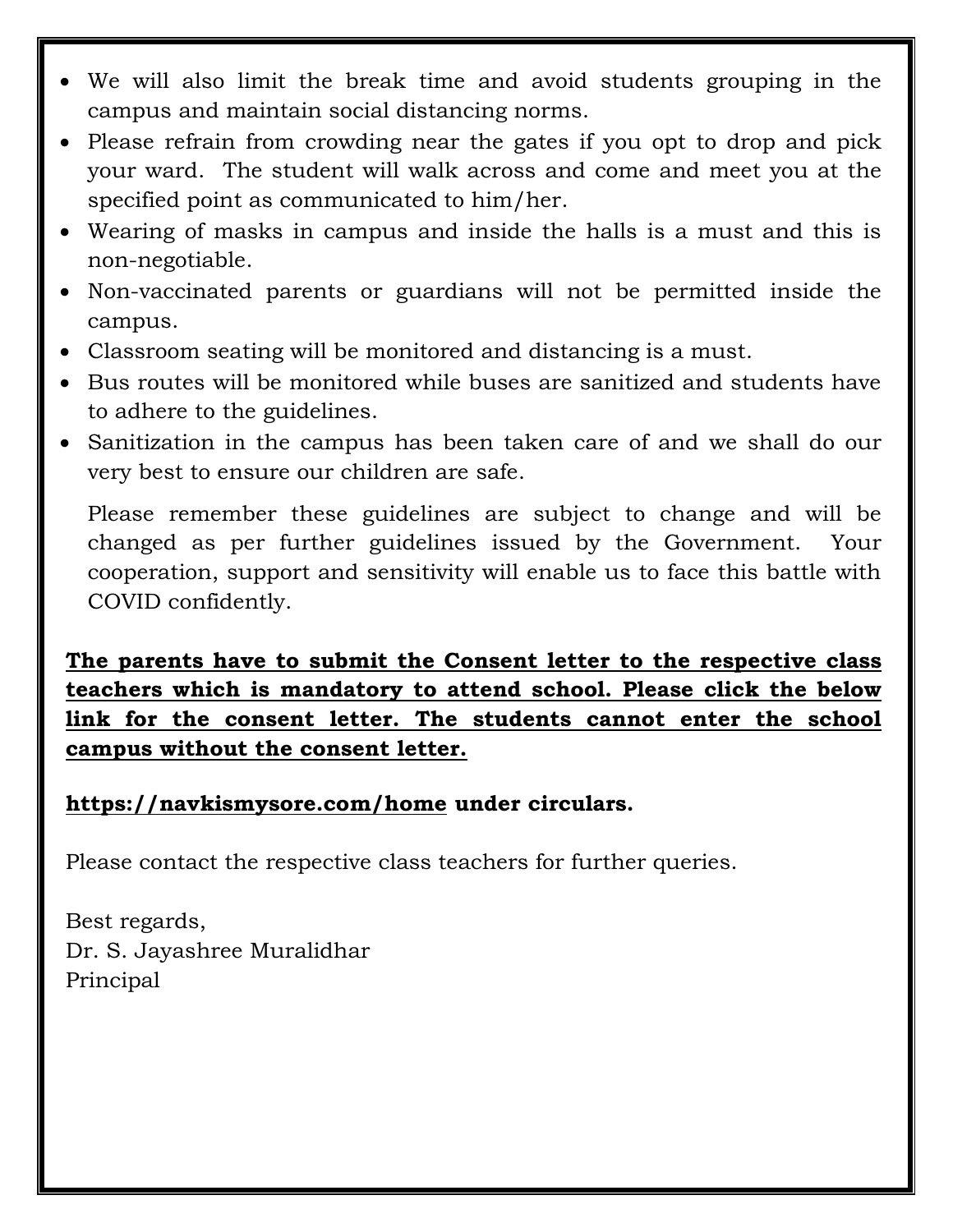- We will also limit the break time and avoid students grouping in the campus and maintain social distancing norms.
- Please refrain from crowding near the gates if you opt to drop and pick your ward. The student will walk across and come and meet you at the specified point as communicated to him/her.
- Wearing of masks in campus and inside the halls is a must and this is non-negotiable.
- Non-vaccinated parents or guardians will not be permitted inside the campus.
- Classroom seating will be monitored and distancing is a must.
- Bus routes will be monitored while buses are sanitized and students have to adhere to the guidelines.
- Sanitization in the campus has been taken care of and we shall do our very best to ensure our children are safe.

Please remember these guidelines are subject to change and will be changed as per further guidelines issued by the Government. Your cooperation, support and sensitivity will enable us to face this battle with COVID confidently.

**The parents have to submit the Consent letter to the respective class teachers which is mandatory to attend school. Please click the below link for the consent letter. The students cannot enter the school campus without the consent letter.**

**https://navkismysore.com/home under circulars.**

Please contact the respective class teachers for further queries.

Best regards,
Dr. S. Jayashree Muralidhar
Principal